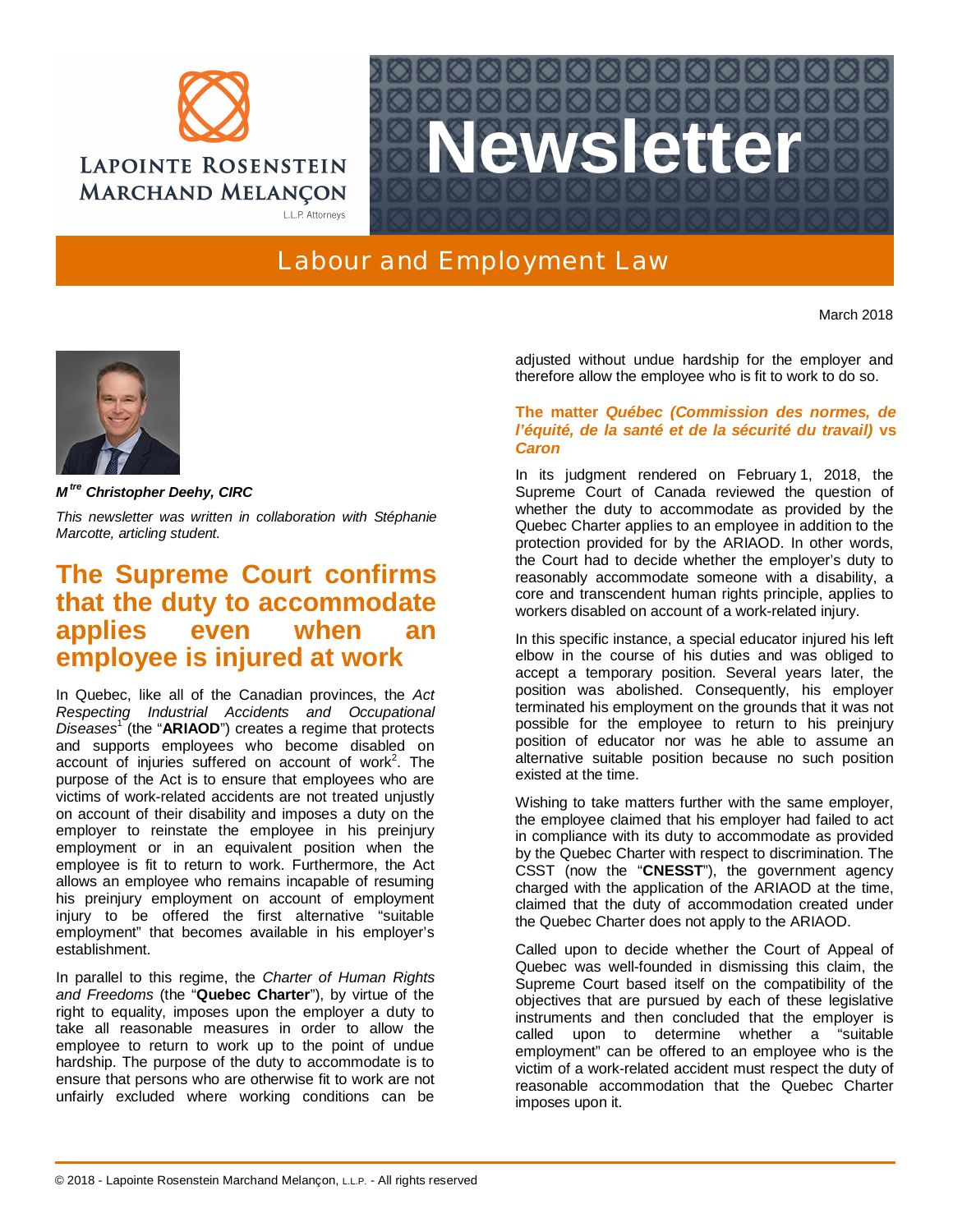# Newsletter

## Labour and Employment Law

March 2018

***M[tre] Christopher Deehy, CIRC***

*This newsletter was written in collaboration with Stéphanie Marcotte, articling student.*

## The Supreme Court confirms that the duty to accommodate applies even when an employee is injured at work

In Quebec, like all of the Canadian provinces, the *Act Respecting Industrial Accidents and Occupational Diseases*[1] (the "**ARIAOD**") creates a regime that protects and supports employees who become disabled on account of injuries suffered on account of work[2]. The purpose of the Act is to ensure that employees who are victims of work-related accidents are not treated unjustly on account of their disability and imposes a duty on the employer to reinstate the employee in his preinjury employment or in an equivalent position when the employee is fit to return to work. Furthermore, the Act allows an employee who remains incapable of resuming his preinjury employment on account of employment injury to be offered the first alternative "suitable employment" that becomes available in his employer's establishment.

In parallel to this regime, the *Charter of Human Rights and Freedoms* (the "**Quebec Charter**"), by virtue of the right to equality, imposes upon the employer a duty to take all reasonable measures in order to allow the employee to return to work up to the point of undue hardship. The purpose of the duty to accommodate is to ensure that persons who are otherwise fit to work are not unfairly excluded where working conditions can be adjusted without undue hardship for the employer and therefore allow the employee who is fit to work to do so.

### The matter *Québec (Commission des normes, de l'équité, de la santé et de la sécurité du travail)* vs *Caron*

In its judgment rendered on February 1, 2018, the Supreme Court of Canada reviewed the question of whether the duty to accommodate as provided by the Quebec Charter applies to an employee in addition to the protection provided for by the ARIAOD. In other words, the Court had to decide whether the employer's duty to reasonably accommodate someone with a disability, a core and transcendent human rights principle, applies to workers disabled on account of a work-related injury.

In this specific instance, a special educator injured his left elbow in the course of his duties and was obliged to accept a temporary position. Several years later, the position was abolished. Consequently, his employer terminated his employment on the grounds that it was not possible for the employee to return to his preinjury position of educator nor was he able to assume an alternative suitable position because no such position existed at the time.

Wishing to take matters further with the same employer, the employee claimed that his employer had failed to act in compliance with its duty to accommodate as provided by the Quebec Charter with respect to discrimination. The CSST (now the "**CNESST**"), the government agency charged with the application of the ARIAOD at the time, claimed that the duty of accommodation created under the Quebec Charter does not apply to the ARIAOD.

Called upon to decide whether the Court of Appeal of Quebec was well-founded in dismissing this claim, the Supreme Court based itself on the compatibility of the objectives that are pursued by each of these legislative instruments and then concluded that the employer is called upon to determine whether a "suitable employment" can be offered to an employee who is the victim of a work-related accident must respect the duty of reasonable accommodation that the Quebec Charter imposes upon it.

© 2018 - Lapointe Rosenstein Marchand Melançon, L.L.P. - All rights reserved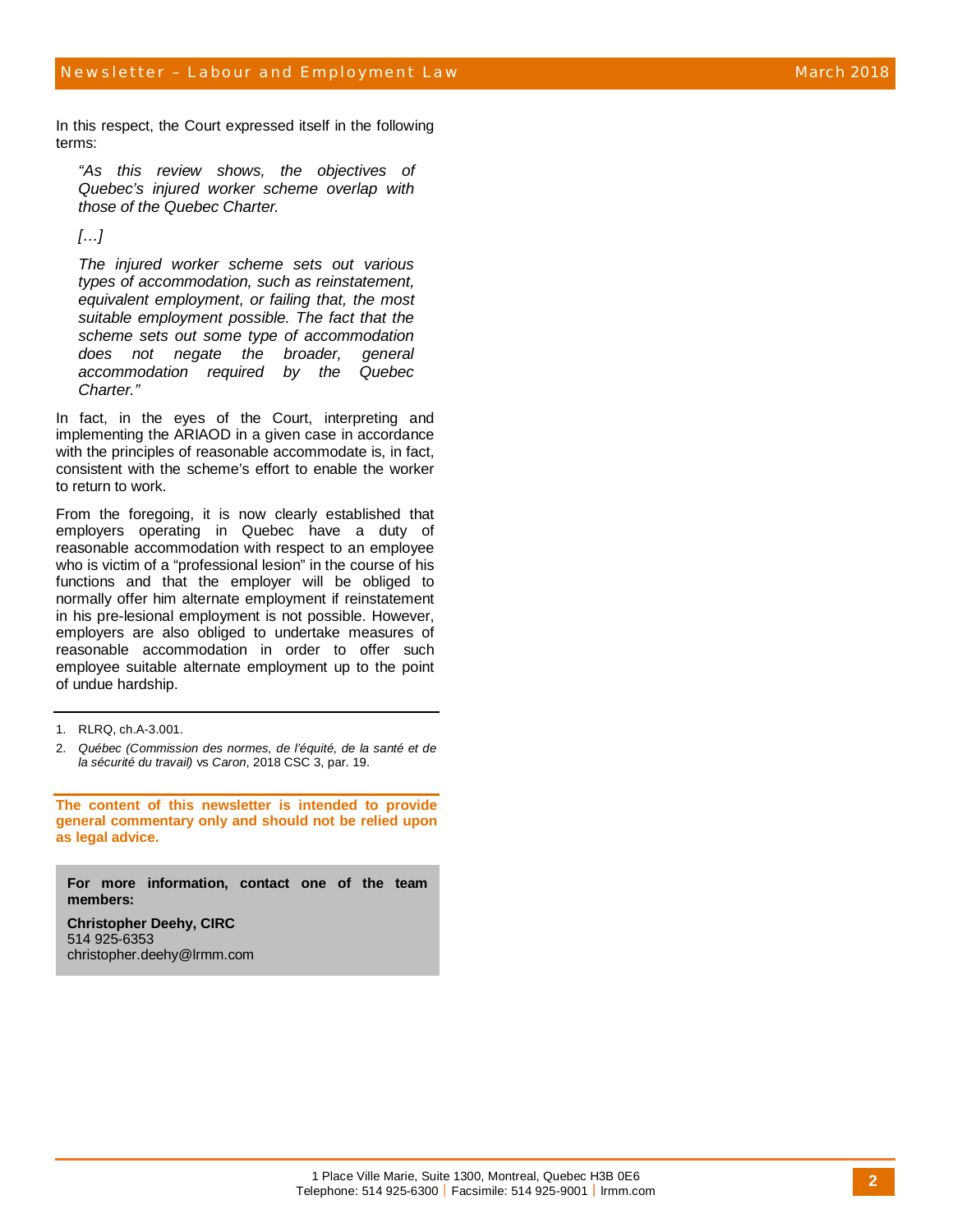In this respect, the Court expressed itself in the following terms:

> *"As this review shows, the objectives of Quebec's injured worker scheme overlap with those of the Quebec Charter.*
>
> *[…]*
>
> *The injured worker scheme sets out various types of accommodation, such as reinstatement, equivalent employment, or failing that, the most suitable employment possible. The fact that the scheme sets out some type of accommodation does not negate the broader, general accommodation required by the Quebec Charter."*

In fact, in the eyes of the Court, interpreting and implementing the ARIAOD in a given case in accordance with the principles of reasonable accommodate is, in fact, consistent with the scheme's effort to enable the worker to return to work.

From the foregoing, it is now clearly established that employers operating in Quebec have a duty of reasonable accommodation with respect to an employee who is victim of a "professional lesion" in the course of his functions and that the employer will be obliged to normally offer him alternate employment if reinstatement in his pre-lesional employment is not possible. However, employers are also obliged to undertake measures of reasonable accommodation in order to offer such employee suitable alternate employment up to the point of undue hardship.

---

1. RLRQ, ch.A-3.001.
2. *Québec (Commission des normes, de l'équité, de la santé et de la sécurité du travail)* vs *Caron*, 2018 CSC 3, par. 19.

**The content of this newsletter is intended to provide general commentary only and should not be relied upon as legal advice.**

**For more information, contact one of the team members:**

**Christopher Deehy, CIRC**
514 925-6353
christopher.deehy@lrmm.com

1 Place Ville Marie, Suite 1300, Montreal, Quebec H3B 0E6
Telephone: 514 925-6300 | Facsimile: 514 925-9001 | lrmm.com